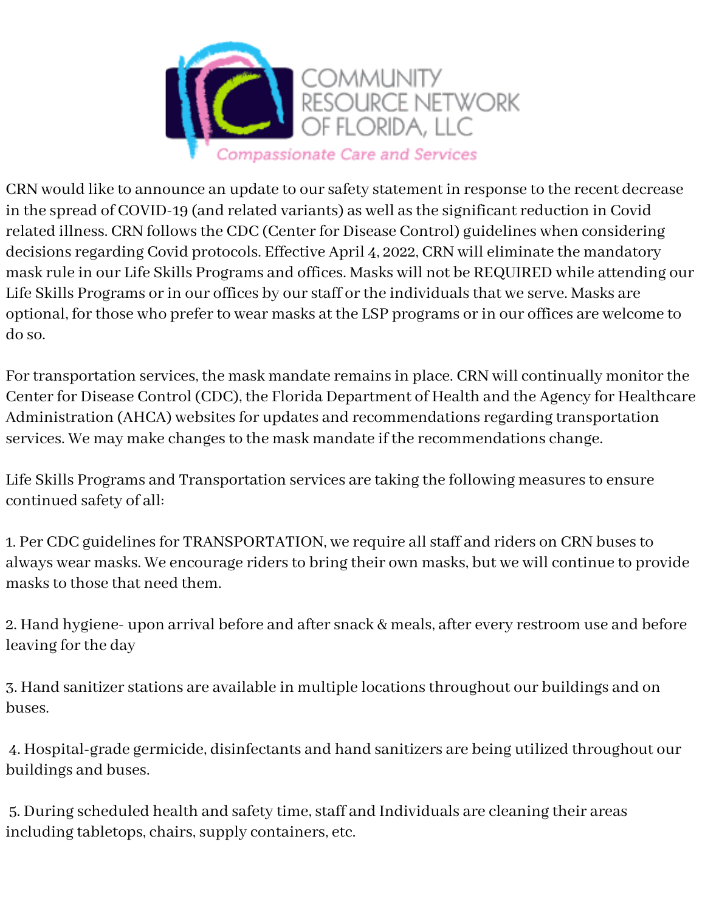# COMMUNITY RESOURCE NETWORK OF FLORIDA, LLC

*Compassionate Care and Services*

CRN would like to announce an update to our safety statement in response to the recent decrease in the spread of COVID-19 (and related variants) as well as the significant reduction in Covid related illness. CRN follows the CDC (Center for Disease Control) guidelines when considering decisions regarding Covid protocols. Effective April 4, 2022, CRN will eliminate the mandatory mask rule in our Life Skills Programs and offices. Masks will not be REQUIRED while attending our Life Skills Programs or in our offices by our staff or the individuals that we serve. Masks are optional, for those who prefer to wear masks at the LSP programs or in our offices are welcome to do so.

For transportation services, the mask mandate remains in place. CRN will continually monitor the Center for Disease Control (CDC), the Florida Department of Health and the Agency for Healthcare Administration (AHCA) websites for updates and recommendations regarding transportation services. We may make changes to the mask mandate if the recommendations change.

Life Skills Programs and Transportation services are taking the following measures to ensure continued safety of all:

1. Per CDC guidelines for TRANSPORTATION, we require all staff and riders on CRN buses to always wear masks. We encourage riders to bring their own masks, but we will continue to provide masks to those that need them.

2. Hand hygiene- upon arrival before and after snack & meals, after every restroom use and before leaving for the day

3. Hand sanitizer stations are available in multiple locations throughout our buildings and on buses.

4. Hospital-grade germicide, disinfectants and hand sanitizers are being utilized throughout our buildings and buses.

5. During scheduled health and safety time, staff and Individuals are cleaning their areas including tabletops, chairs, supply containers, etc.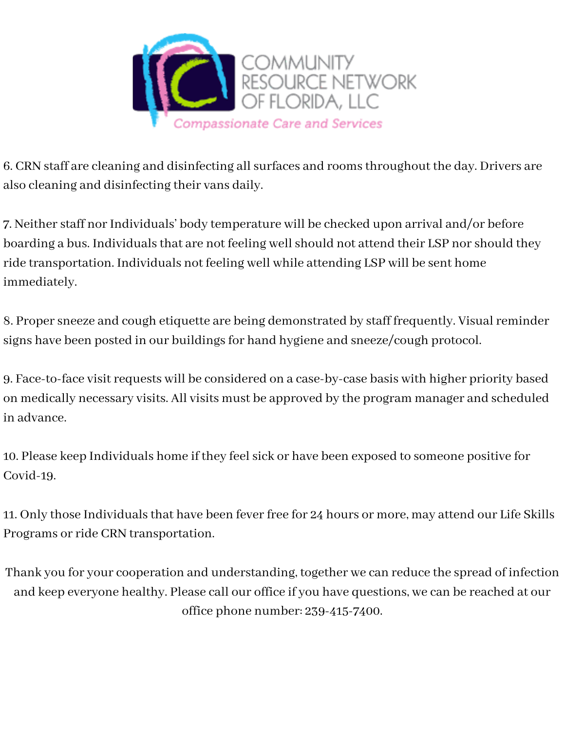COMMUNITY RESOURCE NETWORK OF FLORIDA, LLC

*Compassionate Care and Services*

6. CRN staff are cleaning and disinfecting all surfaces and rooms throughout the day. Drivers are also cleaning and disinfecting their vans daily.

7. Neither staff nor Individuals' body temperature will be checked upon arrival and/or before boarding a bus. Individuals that are not feeling well should not attend their LSP nor should they ride transportation. Individuals not feeling well while attending LSP will be sent home immediately.

8. Proper sneeze and cough etiquette are being demonstrated by staff frequently. Visual reminder signs have been posted in our buildings for hand hygiene and sneeze/cough protocol.

9. Face-to-face visit requests will be considered on a case-by-case basis with higher priority based on medically necessary visits. All visits must be approved by the program manager and scheduled in advance.

10. Please keep Individuals home if they feel sick or have been exposed to someone positive for Covid-19.

11. Only those Individuals that have been fever free for 24 hours or more, may attend our Life Skills Programs or ride CRN transportation.

Thank you for your cooperation and understanding, together we can reduce the spread of infection and keep everyone healthy. Please call our office if you have questions, we can be reached at our office phone number: 239-415-7400.